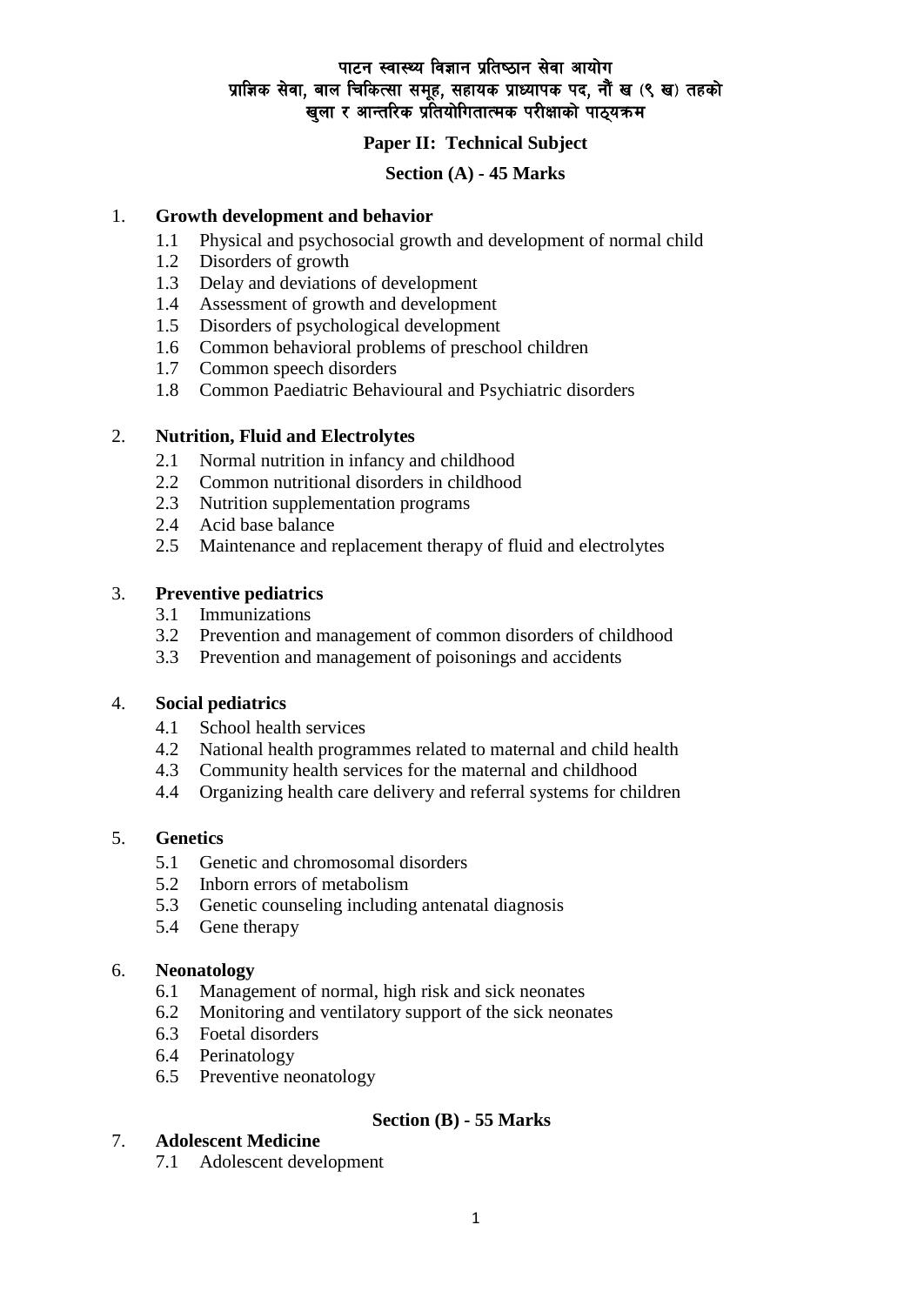# पाटन स्वास्थ्य विज्ञान प्रतिष्ठान सेवा आयोग
## प्राज्ञिक सेवा, बाल चिकित्सा समूह, सहायक प्राध्यापक पद, नौं ख (९ ख) तहको
## खुला र आन्तरिक प्रतियोगितात्मक परीक्षाको पाठ्यक्रम

**Paper II: Technical Subject**

**Section (A) - 45 Marks**

1. **Growth development and behavior**
   - 1.1 Physical and psychosocial growth and development of normal child
   - 1.2 Disorders of growth
   - 1.3 Delay and deviations of development
   - 1.4 Assessment of growth and development
   - 1.5 Disorders of psychological development
   - 1.6 Common behavioral problems of preschool children
   - 1.7 Common speech disorders
   - 1.8 Common Paediatric Behavioural and Psychiatric disorders

2. **Nutrition, Fluid and Electrolytes**
   - 2.1 Normal nutrition in infancy and childhood
   - 2.2 Common nutritional disorders in childhood
   - 2.3 Nutrition supplementation programs
   - 2.4 Acid base balance
   - 2.5 Maintenance and replacement therapy of fluid and electrolytes

3. **Preventive pediatrics**
   - 3.1 Immunizations
   - 3.2 Prevention and management of common disorders of childhood
   - 3.3 Prevention and management of poisonings and accidents

4. **Social pediatrics**
   - 4.1 School health services
   - 4.2 National health programmes related to maternal and child health
   - 4.3 Community health services for the maternal and childhood
   - 4.4 Organizing health care delivery and referral systems for children

5. **Genetics**
   - 5.1 Genetic and chromosomal disorders
   - 5.2 Inborn errors of metabolism
   - 5.3 Genetic counseling including antenatal diagnosis
   - 5.4 Gene therapy

6. **Neonatology**
   - 6.1 Management of normal, high risk and sick neonates
   - 6.2 Monitoring and ventilatory support of the sick neonates
   - 6.3 Foetal disorders
   - 6.4 Perinatology
   - 6.5 Preventive neonatology

**Section (B) - 55 Marks**

7. **Adolescent Medicine**
   - 7.1 Adolescent development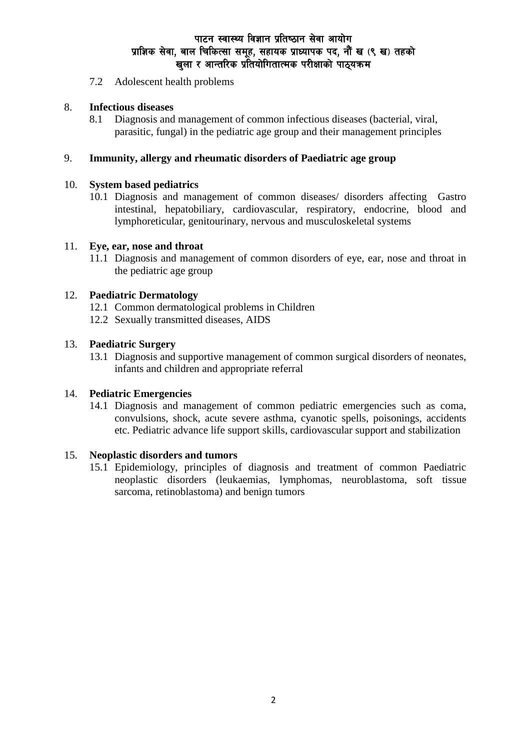7.2 Adolescent health problems

8. **Infectious diseases**
   8.1 Diagnosis and management of common infectious diseases (bacterial, viral, parasitic, fungal) in the pediatric age group and their management principles

9. **Immunity, allergy and rheumatic disorders of Paediatric age group**

10. **System based pediatrics**
    10.1 Diagnosis and management of common diseases/ disorders affecting Gastro intestinal, hepatobiliary, cardiovascular, respiratory, endocrine, blood and lymphoreticular, genitourinary, nervous and musculoskeletal systems

11. **Eye, ear, nose and throat**
    11.1 Diagnosis and management of common disorders of eye, ear, nose and throat in the pediatric age group

12. **Paediatric Dermatology**
    12.1 Common dermatological problems in Children
    12.2 Sexually transmitted diseases, AIDS

13. **Paediatric Surgery**
    13.1 Diagnosis and supportive management of common surgical disorders of neonates, infants and children and appropriate referral

14. **Pediatric Emergencies**
    14.1 Diagnosis and management of common pediatric emergencies such as coma, convulsions, shock, acute severe asthma, cyanotic spells, poisonings, accidents etc. Pediatric advance life support skills, cardiovascular support and stabilization

15. **Neoplastic disorders and tumors**
    15.1 Epidemiology, principles of diagnosis and treatment of common Paediatric neoplastic disorders (leukaemias, lymphomas, neuroblastoma, soft tissue sarcoma, retinoblastoma) and benign tumors